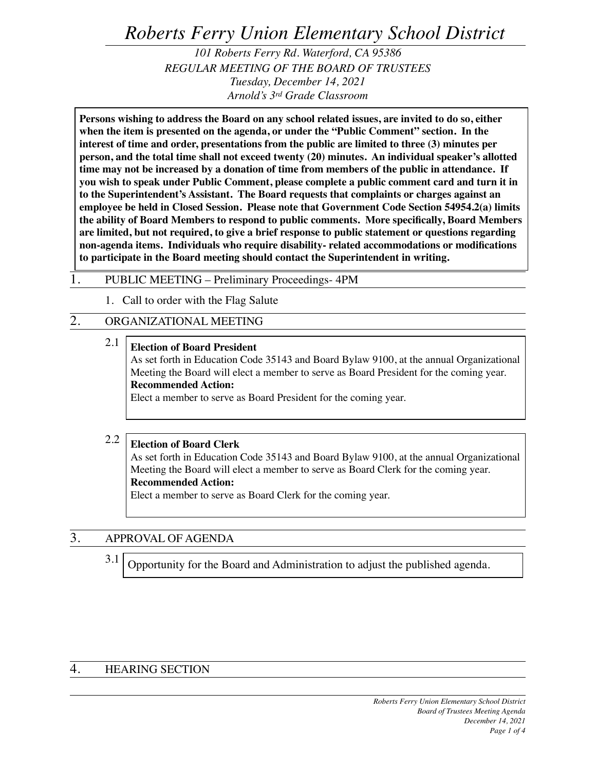# *Roberts Ferry Union Elementary School District*

*101 Roberts Ferry Rd. Waterford, CA 95386*
*REGULAR MEETING OF THE BOARD OF TRUSTEES*
*Tuesday, December 14, 2021*
*Arnold's 3rd Grade Classroom*

**Persons wishing to address the Board on any school related issues, are invited to do so, either when the item is presented on the agenda, or under the "Public Comment" section. In the interest of time and order, presentations from the public are limited to three (3) minutes per person, and the total time shall not exceed twenty (20) minutes. An individual speaker's allotted time may not be increased by a donation of time from members of the public in attendance. If you wish to speak under Public Comment, please complete a public comment card and turn it in to the Superintendent's Assistant. The Board requests that complaints or charges against an employee be held in Closed Session. Please note that Government Code Section 54954.2(a) limits the ability of Board Members to respond to public comments. More specifically, Board Members are limited, but not required, to give a brief response to public statement or questions regarding non-agenda items. Individuals who require disability- related accommodations or modifications to participate in the Board meeting should contact the Superintendent in writing.**

## 1. PUBLIC MEETING – Preliminary Proceedings- 4PM

1. Call to order with the Flag Salute

## 2. ORGANIZATIONAL MEETING

2.1 **Election of Board President**
As set forth in Education Code 35143 and Board Bylaw 9100, at the annual Organizational Meeting the Board will elect a member to serve as Board President for the coming year.
**Recommended Action:**
Elect a member to serve as Board President for the coming year.

2.2 **Election of Board Clerk**
As set forth in Education Code 35143 and Board Bylaw 9100, at the annual Organizational Meeting the Board will elect a member to serve as Board Clerk for the coming year.
**Recommended Action:**
Elect a member to serve as Board Clerk for the coming year.

## 3. APPROVAL OF AGENDA

3.1 Opportunity for the Board and Administration to adjust the published agenda.

## 4. HEARING SECTION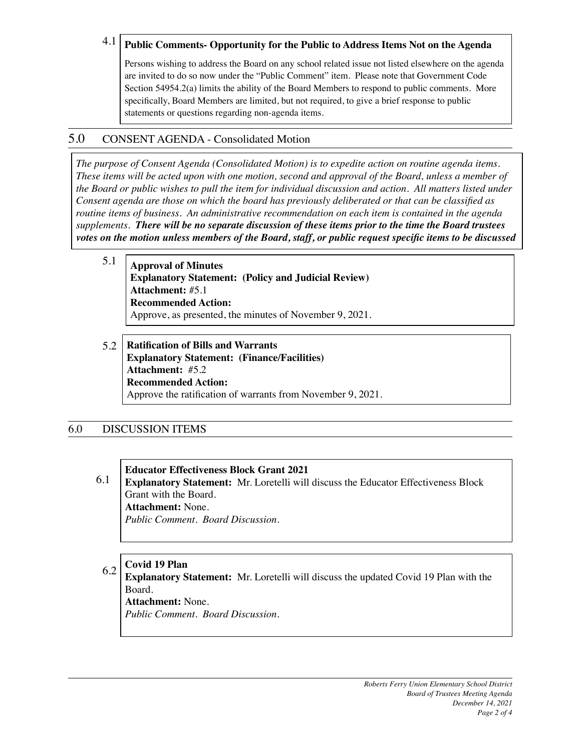### 4.1 Public Comments- Opportunity for the Public to Address Items Not on the Agenda

Persons wishing to address the Board on any school related issue not listed elsewhere on the agenda are invited to do so now under the "Public Comment" item. Please note that Government Code Section 54954.2(a) limits the ability of the Board Members to respond to public comments. More specifically, Board Members are limited, but not required, to give a brief response to public statements or questions regarding non-agenda items.

## 5.0 CONSENT AGENDA - Consolidated Motion

*The purpose of Consent Agenda (Consolidated Motion) is to expedite action on routine agenda items. These items will be acted upon with one motion, second and approval of the Board, unless a member of the Board or public wishes to pull the item for individual discussion and action. All matters listed under Consent agenda are those on which the board has previously deliberated or that can be classified as routine items of business. An administrative recommendation on each item is contained in the agenda supplements.* ***There will be no separate discussion of these items prior to the time the Board trustees votes on the motion unless members of the Board, staff, or public request specific items to be discussed***

### 5.1 Approval of Minutes

**Explanatory Statement: (Policy and Judicial Review)**
**Attachment:** #5.1
**Recommended Action:**
Approve, as presented, the minutes of November 9, 2021.

### 5.2 Ratification of Bills and Warrants

**Explanatory Statement: (Finance/Facilities)**
**Attachment:** #5.2
**Recommended Action:**
Approve the ratification of warrants from November 9, 2021.

## 6.0 DISCUSSION ITEMS

### 6.1 Educator Effectiveness Block Grant 2021

**Explanatory Statement:** Mr. Loretelli will discuss the Educator Effectiveness Block Grant with the Board.
**Attachment:** None.
*Public Comment. Board Discussion.*

### 6.2 Covid 19 Plan

**Explanatory Statement:** Mr. Loretelli will discuss the updated Covid 19 Plan with the Board.
**Attachment:** None.
*Public Comment. Board Discussion.*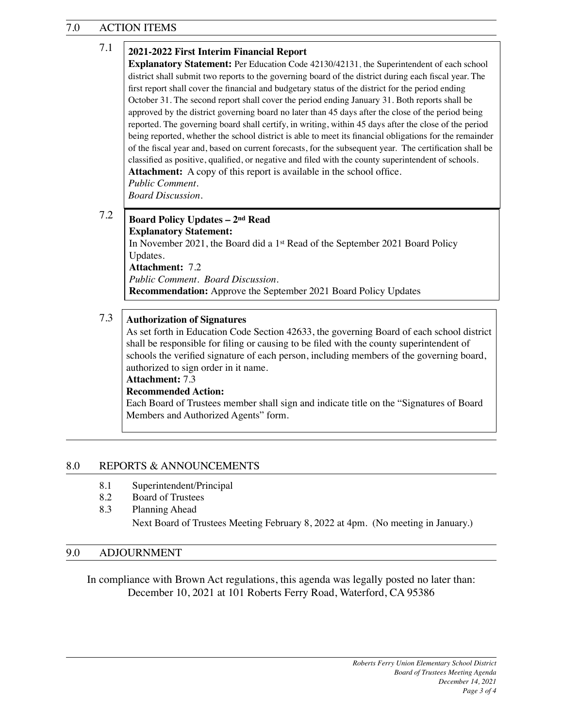## 7.0 ACTION ITEMS

7.1 **2021-2022 First Interim Financial Report**

**Explanatory Statement:** Per Education Code 42130/42131, the Superintendent of each school district shall submit two reports to the governing board of the district during each fiscal year. The first report shall cover the financial and budgetary status of the district for the period ending October 31. The second report shall cover the period ending January 31. Both reports shall be approved by the district governing board no later than 45 days after the close of the period being reported. The governing board shall certify, in writing, within 45 days after the close of the period being reported, whether the school district is able to meet its financial obligations for the remainder of the fiscal year and, based on current forecasts, for the subsequent year. The certification shall be classified as positive, qualified, or negative and filed with the county superintendent of schools.

**Attachment:** A copy of this report is available in the school office.

*Public Comment.*

*Board Discussion.*

7.2 **Board Policy Updates – 2nd Read**

**Explanatory Statement:**

In November 2021, the Board did a 1st Read of the September 2021 Board Policy Updates.

**Attachment:** 7.2

*Public Comment. Board Discussion.*

**Recommendation:** Approve the September 2021 Board Policy Updates

7.3 **Authorization of Signatures**

As set forth in Education Code Section 42633, the governing Board of each school district shall be responsible for filing or causing to be filed with the county superintendent of schools the verified signature of each person, including members of the governing board, authorized to sign order in it name.

**Attachment:** 7.3

**Recommended Action:**

Each Board of Trustees member shall sign and indicate title on the "Signatures of Board Members and Authorized Agents" form.

## 8.0 REPORTS & ANNOUNCEMENTS

8.1 Superintendent/Principal

8.2 Board of Trustees

8.3 Planning Ahead

Next Board of Trustees Meeting February 8, 2022 at 4pm. (No meeting in January.)

## 9.0 ADJOURNMENT

In compliance with Brown Act regulations, this agenda was legally posted no later than: December 10, 2021 at 101 Roberts Ferry Road, Waterford, CA 95386